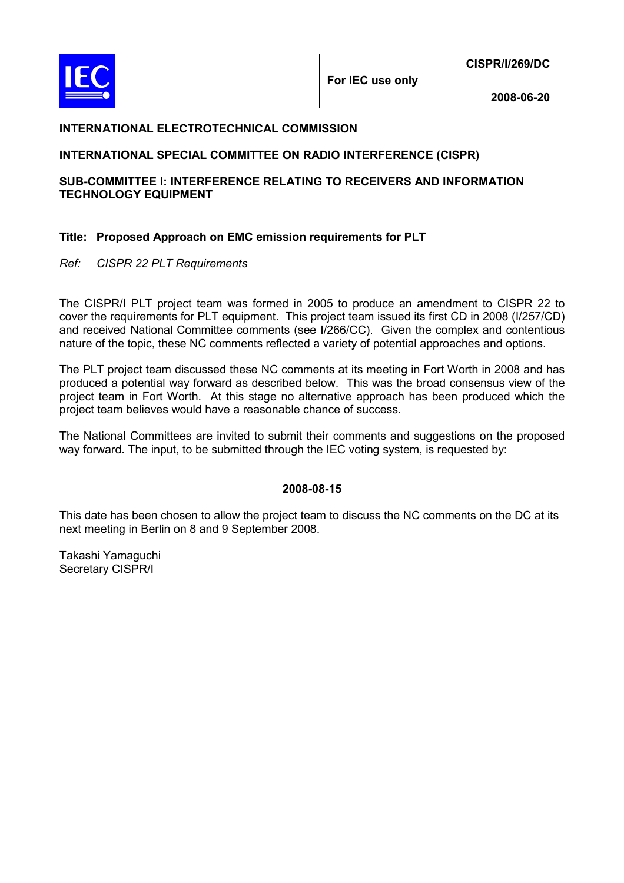CISPR/I/269/DC

For IEC use only

2008-06-20

**INTERNATIONAL ELECTROTECHNICAL COMMISSION**

**INTERNATIONAL SPECIAL COMMITTEE ON RADIO INTERFERENCE (CISPR)**

**SUB-COMMITTEE I: INTERFERENCE RELATING TO RECEIVERS AND INFORMATION TECHNOLOGY EQUIPMENT**

**Title: Proposed Approach on EMC emission requirements for PLT**

*Ref: CISPR 22 PLT Requirements*

The CISPR/I PLT project team was formed in 2005 to produce an amendment to CISPR 22 to cover the requirements for PLT equipment. This project team issued its first CD in 2008 (I/257/CD) and received National Committee comments (see I/266/CC). Given the complex and contentious nature of the topic, these NC comments reflected a variety of potential approaches and options.

The PLT project team discussed these NC comments at its meeting in Fort Worth in 2008 and has produced a potential way forward as described below. This was the broad consensus view of the project team in Fort Worth. At this stage no alternative approach has been produced which the project team believes would have a reasonable chance of success.

The National Committees are invited to submit their comments and suggestions on the proposed way forward. The input, to be submitted through the IEC voting system, is requested by:

**2008-08-15**

This date has been chosen to allow the project team to discuss the NC comments on the DC at its next meeting in Berlin on 8 and 9 September 2008.

Takashi Yamaguchi
Secretary CISPR/I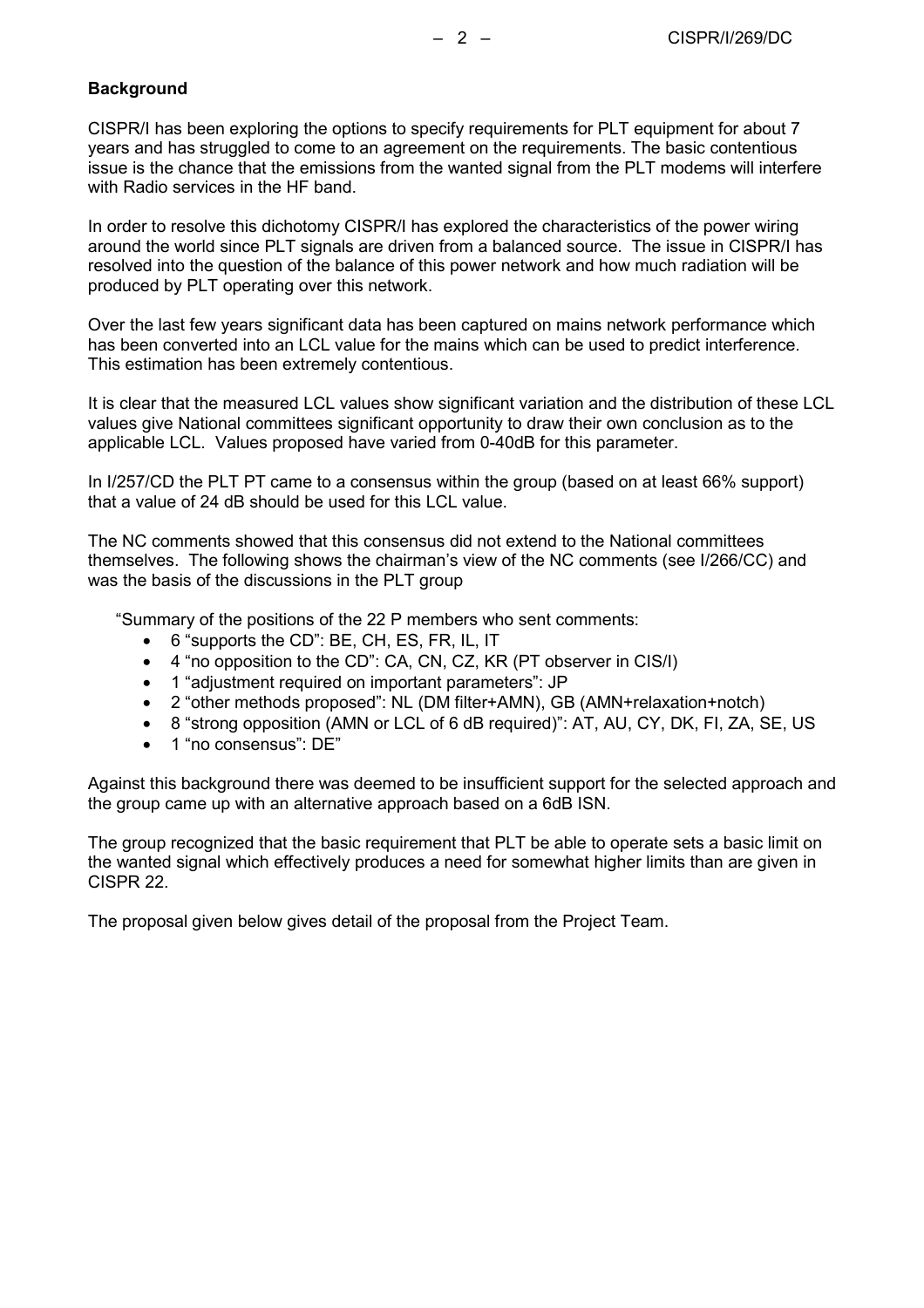**Background**

CISPR/I has been exploring the options to specify requirements for PLT equipment for about 7 years and has struggled to come to an agreement on the requirements. The basic contentious issue is the chance that the emissions from the wanted signal from the PLT modems will interfere with Radio services in the HF band.

In order to resolve this dichotomy CISPR/I has explored the characteristics of the power wiring around the world since PLT signals are driven from a balanced source. The issue in CISPR/I has resolved into the question of the balance of this power network and how much radiation will be produced by PLT operating over this network.

Over the last few years significant data has been captured on mains network performance which has been converted into an LCL value for the mains which can be used to predict interference. This estimation has been extremely contentious.

It is clear that the measured LCL values show significant variation and the distribution of these LCL values give National committees significant opportunity to draw their own conclusion as to the applicable LCL. Values proposed have varied from 0-40dB for this parameter.

In I/257/CD the PLT PT came to a consensus within the group (based on at least 66% support) that a value of 24 dB should be used for this LCL value.

The NC comments showed that this consensus did not extend to the National committees themselves. The following shows the chairman's view of the NC comments (see I/266/CC) and was the basis of the discussions in the PLT group

> "Summary of the positions of the 22 P members who sent comments:
> - 6 "supports the CD": BE, CH, ES, FR, IL, IT
> - 4 "no opposition to the CD": CA, CN, CZ, KR (PT observer in CIS/I)
> - 1 "adjustment required on important parameters": JP
> - 2 "other methods proposed": NL (DM filter+AMN), GB (AMN+relaxation+notch)
> - 8 "strong opposition (AMN or LCL of 6 dB required)": AT, AU, CY, DK, FI, ZA, SE, US
> - 1 "no consensus": DE"

Against this background there was deemed to be insufficient support for the selected approach and the group came up with an alternative approach based on a 6dB ISN.

The group recognized that the basic requirement that PLT be able to operate sets a basic limit on the wanted signal which effectively produces a need for somewhat higher limits than are given in CISPR 22.

The proposal given below gives detail of the proposal from the Project Team.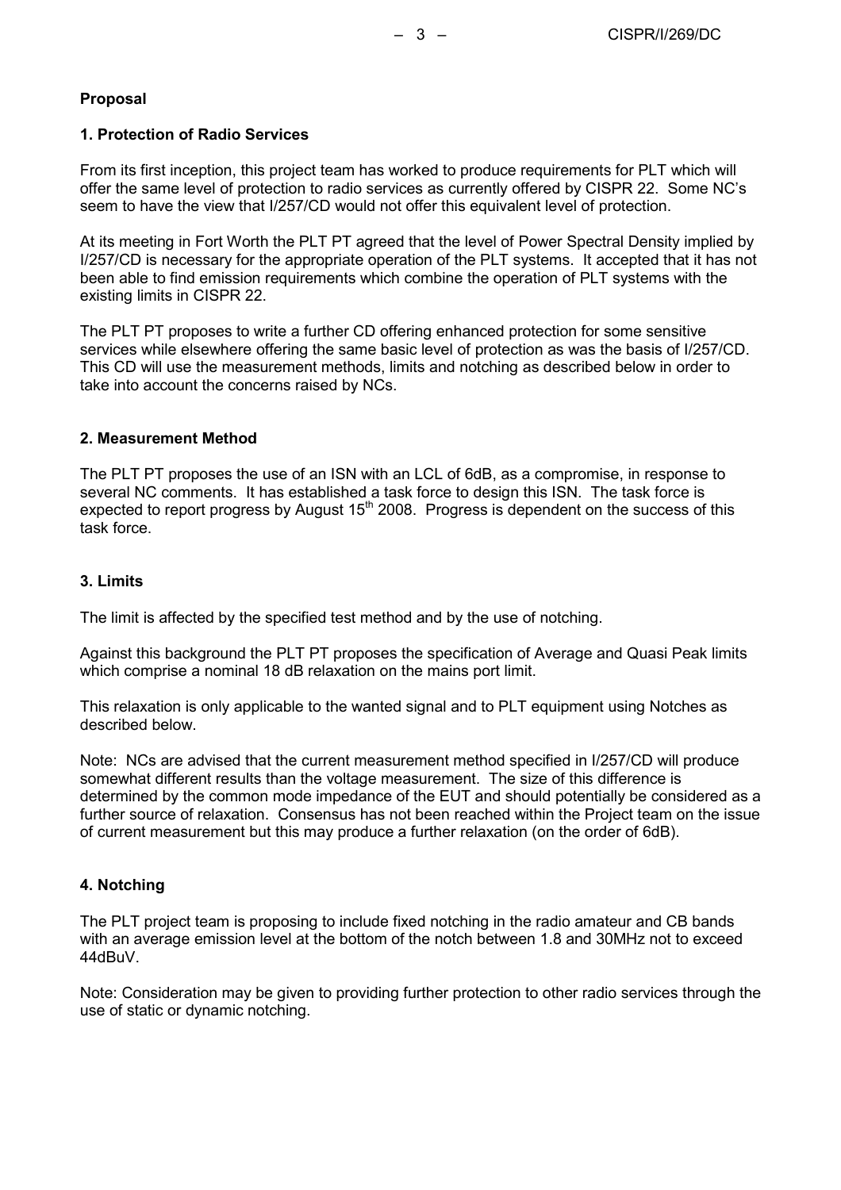**Proposal**

**1. Protection of Radio Services**

From its first inception, this project team has worked to produce requirements for PLT which will offer the same level of protection to radio services as currently offered by CISPR 22. Some NC's seem to have the view that I/257/CD would not offer this equivalent level of protection.

At its meeting in Fort Worth the PLT PT agreed that the level of Power Spectral Density implied by I/257/CD is necessary for the appropriate operation of the PLT systems. It accepted that it has not been able to find emission requirements which combine the operation of PLT systems with the existing limits in CISPR 22.

The PLT PT proposes to write a further CD offering enhanced protection for some sensitive services while elsewhere offering the same basic level of protection as was the basis of I/257/CD. This CD will use the measurement methods, limits and notching as described below in order to take into account the concerns raised by NCs.

**2. Measurement Method**

The PLT PT proposes the use of an ISN with an LCL of 6dB, as a compromise, in response to several NC comments. It has established a task force to design this ISN. The task force is expected to report progress by August 15th 2008. Progress is dependent on the success of this task force.

**3. Limits**

The limit is affected by the specified test method and by the use of notching.

Against this background the PLT PT proposes the specification of Average and Quasi Peak limits which comprise a nominal 18 dB relaxation on the mains port limit.

This relaxation is only applicable to the wanted signal and to PLT equipment using Notches as described below.

Note: NCs are advised that the current measurement method specified in I/257/CD will produce somewhat different results than the voltage measurement. The size of this difference is determined by the common mode impedance of the EUT and should potentially be considered as a further source of relaxation. Consensus has not been reached within the Project team on the issue of current measurement but this may produce a further relaxation (on the order of 6dB).

**4. Notching**

The PLT project team is proposing to include fixed notching in the radio amateur and CB bands with an average emission level at the bottom of the notch between 1.8 and 30MHz not to exceed 44dBuV.

Note: Consideration may be given to providing further protection to other radio services through the use of static or dynamic notching.